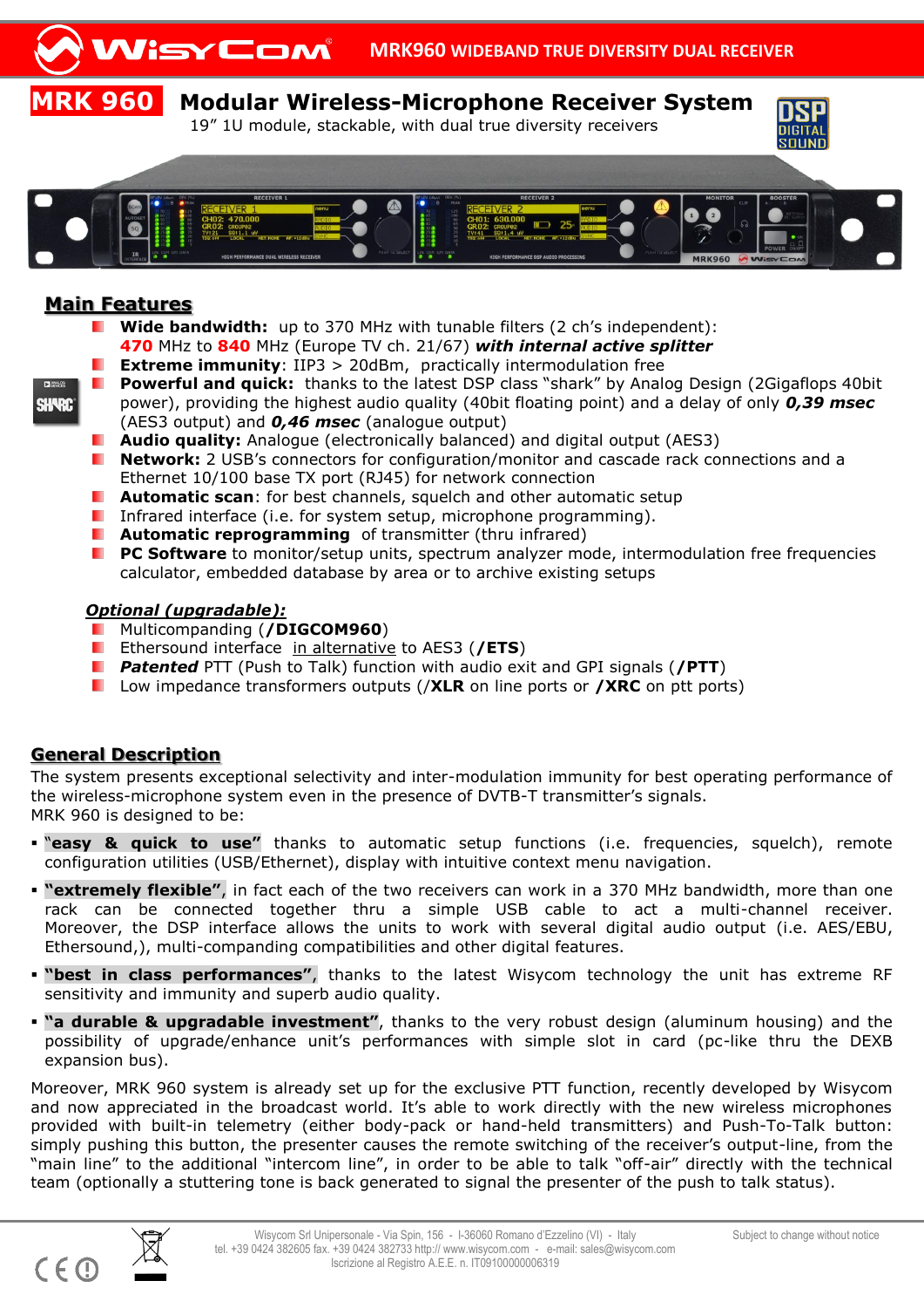# MRK 960 Modular Wireless-Microphone Receiver System

19" 1U module, stackable, with dual true diversity receivers

## Main Features

- **Wide bandwidth:** up to 370 MHz with tunable filters (2 ch's independent): **470** MHz to **840** MHz (Europe TV ch. 21/67) ***with internal active splitter***
- **Extreme immunity**: IIP3 > 20dBm, practically intermodulation free
- **Powerful and quick:** thanks to the latest DSP class "shark" by Analog Design (2Gigaflops 40bit power), providing the highest audio quality (40bit floating point) and a delay of only ***0,39 msec*** (AES3 output) and ***0,46 msec*** (analogue output)
- **Audio quality:** Analogue (electronically balanced) and digital output (AES3)
- **Network:** 2 USB's connectors for configuration/monitor and cascade rack connections and a Ethernet 10/100 base TX port (RJ45) for network connection
- **Automatic scan**: for best channels, squelch and other automatic setup
- Infrared interface (i.e. for system setup, microphone programming).
- **Automatic reprogramming** of transmitter (thru infrared)
- **PC Software** to monitor/setup units, spectrum analyzer mode, intermodulation free frequencies calculator, embedded database by area or to archive existing setups

### *Optional (upgradable):*

- Multicompanding (**/DIGCOM960**)
- Ethersound interface in alternative to AES3 (**/ETS**)
- ***Patented*** PTT (Push to Talk) function with audio exit and GPI signals (**/PTT**)
- Low impedance transformers outputs (/**XLR** on line ports or **/XRC** on ptt ports)

## General Description

The system presents exceptional selectivity and inter-modulation immunity for best operating performance of the wireless-microphone system even in the presence of DVTB-T transmitter's signals.
MRK 960 is designed to be:

- **"easy & quick to use"** thanks to automatic setup functions (i.e. frequencies, squelch), remote configuration utilities (USB/Ethernet), display with intuitive context menu navigation.
- **"extremely flexible"**, in fact each of the two receivers can work in a 370 MHz bandwidth, more than one rack can be connected together thru a simple USB cable to act a multi-channel receiver. Moreover, the DSP interface allows the units to work with several digital audio output (i.e. AES/EBU, Ethersound,), multi-companding compatibilities and other digital features.
- **"best in class performances"**, thanks to the latest Wisycom technology the unit has extreme RF sensitivity and immunity and superb audio quality.
- **"a durable & upgradable investment"**, thanks to the very robust design (aluminum housing) and the possibility of upgrade/enhance unit's performances with simple slot in card (pc-like thru the DEXB expansion bus).

Moreover, MRK 960 system is already set up for the exclusive PTT function, recently developed by Wisycom and now appreciated in the broadcast world. It's able to work directly with the new wireless microphones provided with built-in telemetry (either body-pack or hand-held transmitters) and Push-To-Talk button: simply pushing this button, the presenter causes the remote switching of the receiver's output-line, from the "main line" to the additional "intercom line", in order to be able to talk "off-air" directly with the technical team (optionally a stuttering tone is back generated to signal the presenter of the push to talk status).

Wisycom Srl Unipersonale - Via Spin, 156 - I-36060 Romano d'Ezzelino (VI) - Italy
tel. +39 0424 382605 fax. +39 0424 382733 http:// www.wisycom.com - e-mail: sales@wisycom.com
Iscrizione al Registro A.E.E. n. IT09100000006319

Subject to change without notice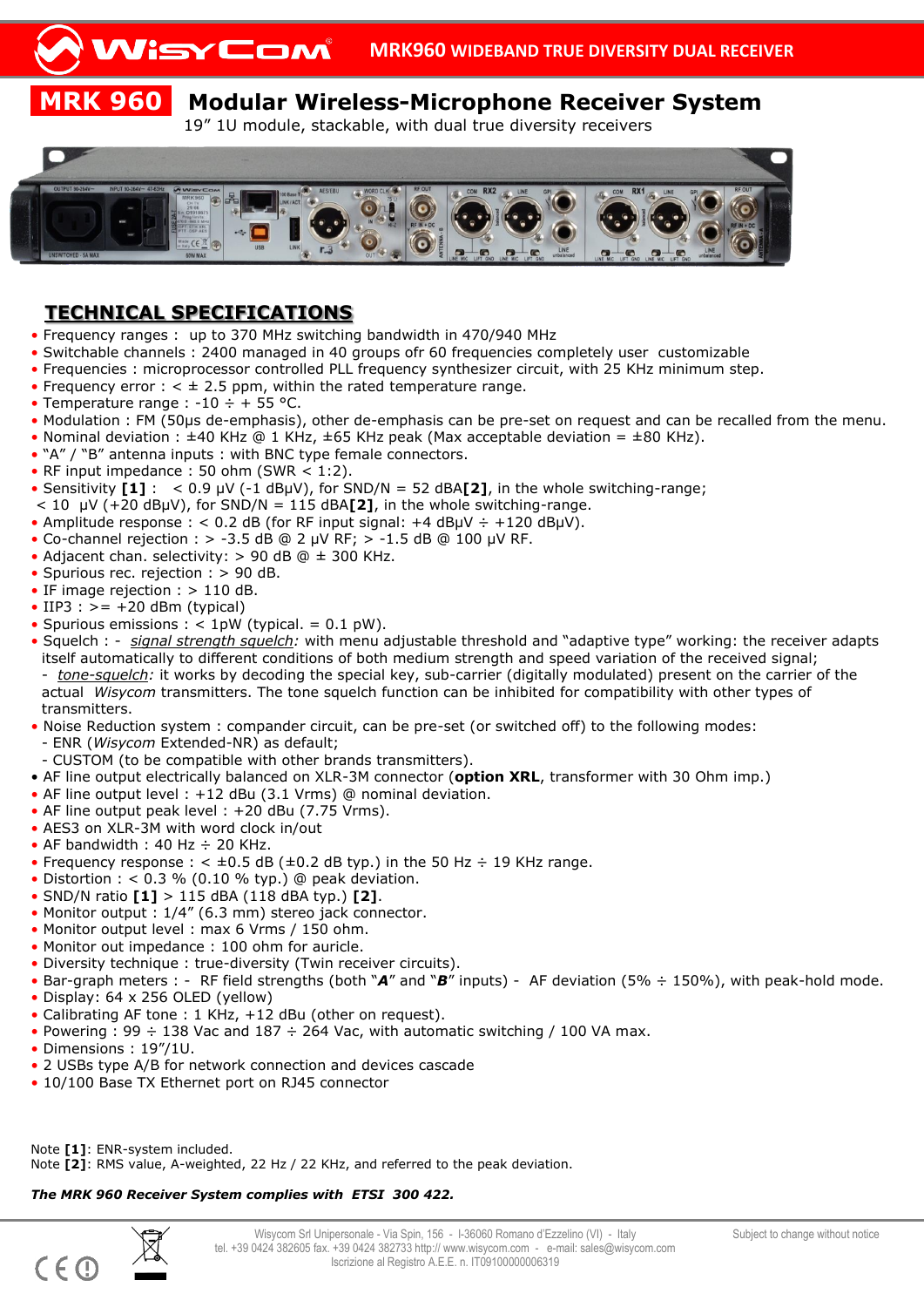# MRK960 WIDEBAND TRUE DIVERSITY DUAL RECEIVER

## MRK 960 Modular Wireless-Microphone Receiver System

19” 1U module, stackable, with dual true diversity receivers

## TECHNICAL SPECIFICATIONS

- Frequency ranges : up to 370 MHz switching bandwidth in 470/940 MHz
- Switchable channels : 2400 managed in 40 groups ofr 60 frequencies completely user customizable
- Frequencies : microprocessor controlled PLL frequency synthesizer circuit, with 25 KHz minimum step.
- Frequency error : < ± 2.5 ppm, within the rated temperature range.
- Temperature range : -10 ÷ + 55 °C.
- Modulation : FM (50μs de-emphasis), other de-emphasis can be pre-set on request and can be recalled from the menu.
- Nominal deviation : ±40 KHz @ 1 KHz, ±65 KHz peak (Max acceptable deviation = ±80 KHz).
- “A” / “B” antenna inputs : with BNC type female connectors.
- RF input impedance : 50 ohm (SWR < 1:2).
- Sensitivity **[1]** : < 0.9 μV (-1 dBμV), for SND/N = 52 dBA**[2]**, in the whole switching-range;
  < 10 μV (+20 dBμV), for SND/N = 115 dBA**[2]**, in the whole switching-range.
- Amplitude response : < 0.2 dB (for RF input signal: +4 dBμV ÷ +120 dBμV).
- Co-channel rejection : > -3.5 dB @ 2 μV RF; > -1.5 dB @ 100 μV RF.
- Adjacent chan. selectivity: > 90 dB @ ± 300 KHz.
- Spurious rec. rejection : > 90 dB.
- IF image rejection : > 110 dB.
- IIP3 : >= +20 dBm (typical)
- Spurious emissions : < 1pW (typical. = 0.1 pW).
- Squelch : - <u>*signal strength squelch*</u>*:* with menu adjustable threshold and “adaptive type” working: the receiver adapts itself automatically to different conditions of both medium strength and speed variation of the received signal;
  - <u>*tone-squelch*</u>*:* it works by decoding the special key, sub-carrier (digitally modulated) present on the carrier of the actual *Wisycom* transmitters. The tone squelch function can be inhibited for compatibility with other types of transmitters.
- Noise Reduction system : compander circuit, can be pre-set (or switched off) to the following modes:
  - ENR (*Wisycom* Extended-NR) as default;
  - CUSTOM (to be compatible with other brands transmitters).
- AF line output electrically balanced on XLR-3M connector (**option XRL**, transformer with 30 Ohm imp.)
- AF line output level : +12 dBu (3.1 Vrms) @ nominal deviation.
- AF line output peak level : +20 dBu (7.75 Vrms).
- AES3 on XLR-3M with word clock in/out
- AF bandwidth : 40 Hz ÷ 20 KHz.
- Frequency response : < ±0.5 dB (±0.2 dB typ.) in the 50 Hz ÷ 19 KHz range.
- Distortion : < 0.3 % (0.10 % typ.) @ peak deviation.
- SND/N ratio **[1]** > 115 dBA (118 dBA typ.) **[2]**.
- Monitor output : 1/4” (6.3 mm) stereo jack connector.
- Monitor output level : max 6 Vrms / 150 ohm.
- Monitor out impedance : 100 ohm for auricle.
- Diversity technique : true-diversity (Twin receiver circuits).
- Bar-graph meters : - RF field strengths (both “***A***” and “***B***” inputs) - AF deviation (5% ÷ 150%), with peak-hold mode.
- Display: 64 x 256 OLED (yellow)
- Calibrating AF tone : 1 KHz, +12 dBu (other on request).
- Powering : 99 ÷ 138 Vac and 187 ÷ 264 Vac, with automatic switching / 100 VA max.
- Dimensions : 19”/1U.
- 2 USBs type A/B for network connection and devices cascade
- 10/100 Base TX Ethernet port on RJ45 connector

Note **[1]**: ENR-system included.
Note **[2]**: RMS value, A-weighted, 22 Hz / 22 KHz, and referred to the peak deviation.

***The MRK 960 Receiver System complies with ETSI 300 422.***

Wisycom Srl Unipersonale - Via Spin, 156 - I-36060 Romano d'Ezzelino (VI) - Italy
tel. +39 0424 382605 fax. +39 0424 382733 http:// www.wisycom.com - e-mail: sales@wisycom.com
Iscrizione al Registro A.E.E. n. IT09100000006319

Subject to change without notice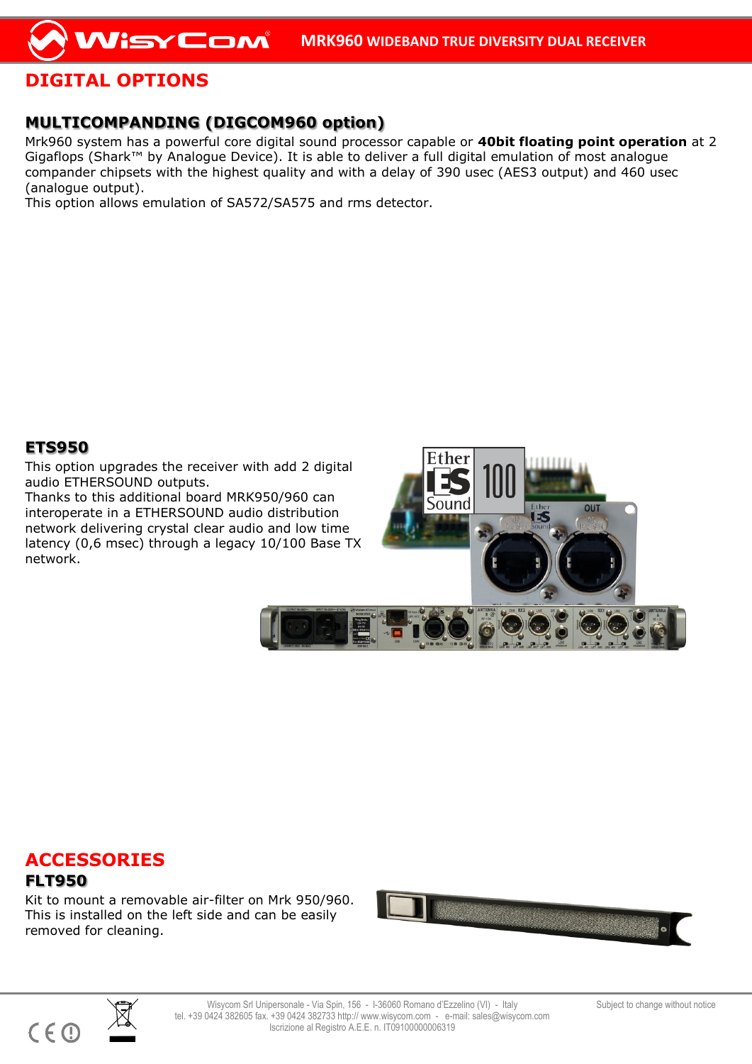# DIGITAL OPTIONS

## MULTICOMPANDING (DIGCOM960 option)

Mrk960 system has a powerful core digital sound processor capable or **40bit floating point operation** at 2 Gigaflops (Shark™ by Analogue Device). It is able to deliver a full digital emulation of most analogue compander chipsets with the highest quality and with a delay of 390 usec (AES3 output) and 460 usec (analogue output).
This option allows emulation of SA572/SA575 and rms detector.

## ETS950

This option upgrades the receiver with add 2 digital audio ETHERSOUND outputs.
Thanks to this additional board MRK950/960 can interoperate in a ETHERSOUND audio distribution network delivering crystal clear audio and low time latency (0,6 msec) through a legacy 10/100 Base TX network.

# ACCESSORIES

## FLT950

Kit to mount a removable air-filter on Mrk 950/960.
This is installed on the left side and can be easily removed for cleaning.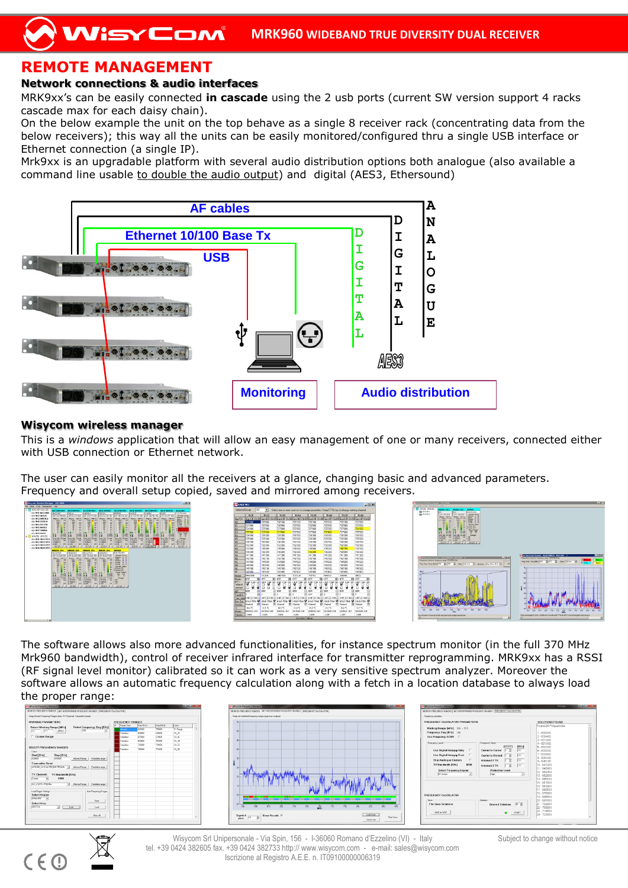## REMOTE MANAGEMENT

### Network connections & audio interfaces

MRK9xx's can be easily connected **in cascade** using the 2 usb ports (current SW version support 4 racks cascade max for each daisy chain).
On the below example the unit on the top behave as a single 8 receiver rack (concentrating data from the below receivers); this way all the units can be easily monitored/configured thru a single USB interface or Ethernet connection (a single IP).
Mrk9xx is an upgradable platform with several audio distribution options both analogue (also available a command line usable to double the audio output) and digital (AES3, Ethersound)

AF cables
Ethernet 10/100 Base Tx
USB
DIGITAL
DIGITAL
ANALOGUE
AES3
Monitoring
Audio distribution

### Wisycom wireless manager

This is a *windows* application that will allow an easy management of one or many receivers, connected either with USB connection or Ethernet network.

The user can easily monitor all the receivers at a glance, changing basic and advanced parameters. Frequency and overall setup copied, saved and mirrored among receivers.

The software allows also more advanced functionalities, for instance spectrum monitor (in the full 370 MHz Mrk960 bandwidth), control of receiver infrared interface for transmitter reprogramming. MRK9xx has a RSSI (RF signal level monitor) calibrated so it can work as a very sensitive spectrum analyzer. Moreover the software allows an automatic frequency calculation along with a fetch in a location database to always load the proper range:

Wisycom Srl Unipersonale - Via Spin, 156 - I-36060 Romano d'Ezzelino (VI) - Italy
tel. +39 0424 382605 fax. +39 0424 382733 http:// www.wisycom.com - e-mail: sales@wisycom.com
Iscrizione al Registro A.E.E. n. IT09100000006319

Subject to change without notice